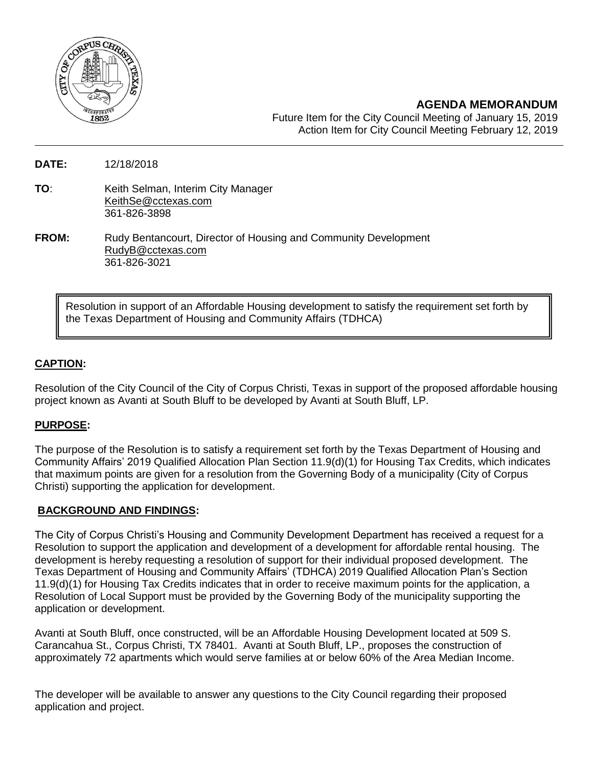**AGENDA MEMORANDUM**

Future Item for the City Council Meeting of January 15, 2019
Action Item for City Council Meeting February 12, 2019

**DATE:** 12/18/2018

**TO**: Keith Selman, Interim City Manager
KeithSe@cctexas.com
361-826-3898

**FROM:** Rudy Bentancourt, Director of Housing and Community Development
RudyB@cctexas.com
361-826-3021

Resolution in support of an Affordable Housing development to satisfy the requirement set forth by the Texas Department of Housing and Community Affairs (TDHCA)

## CAPTION:

Resolution of the City Council of the City of Corpus Christi, Texas in support of the proposed affordable housing project known as Avanti at South Bluff to be developed by Avanti at South Bluff, LP.

## PURPOSE:

The purpose of the Resolution is to satisfy a requirement set forth by the Texas Department of Housing and Community Affairs' 2019 Qualified Allocation Plan Section 11.9(d)(1) for Housing Tax Credits, which indicates that maximum points are given for a resolution from the Governing Body of a municipality (City of Corpus Christi) supporting the application for development.

## BACKGROUND AND FINDINGS:

The City of Corpus Christi's Housing and Community Development Department has received a request for a Resolution to support the application and development of a development for affordable rental housing. The development is hereby requesting a resolution of support for their individual proposed development. The Texas Department of Housing and Community Affairs' (TDHCA) 2019 Qualified Allocation Plan's Section 11.9(d)(1) for Housing Tax Credits indicates that in order to receive maximum points for the application, a Resolution of Local Support must be provided by the Governing Body of the municipality supporting the application or development.

Avanti at South Bluff, once constructed, will be an Affordable Housing Development located at 509 S. Carancahua St., Corpus Christi, TX 78401. Avanti at South Bluff, LP., proposes the construction of approximately 72 apartments which would serve families at or below 60% of the Area Median Income.

The developer will be available to answer any questions to the City Council regarding their proposed application and project.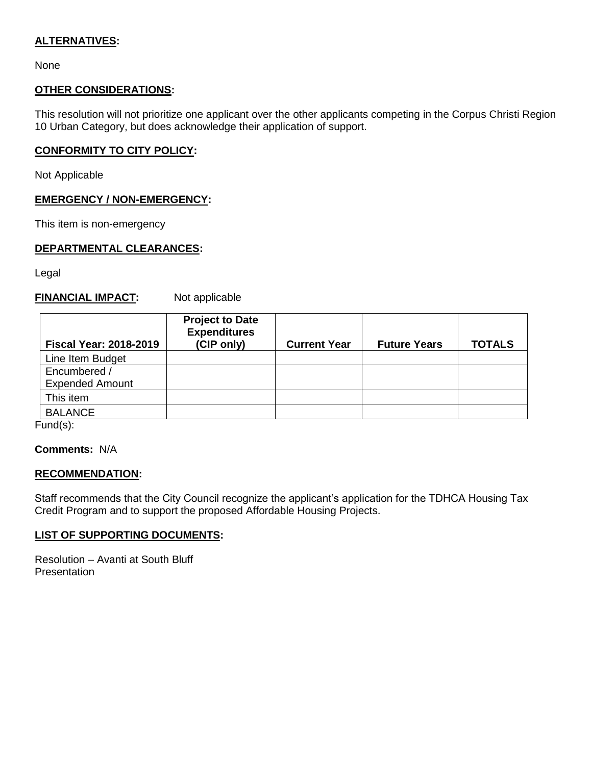**ALTERNATIVES:**

None

**OTHER CONSIDERATIONS:**

This resolution will not prioritize one applicant over the other applicants competing in the Corpus Christi Region 10 Urban Category, but does acknowledge their application of support.

**CONFORMITY TO CITY POLICY:**

Not Applicable

**EMERGENCY / NON-EMERGENCY:**

This item is non-emergency

**DEPARTMENTAL CLEARANCES:**

Legal

**FINANCIAL IMPACT:** Not applicable

| Fiscal Year: 2018-2019 | Project to Date Expenditures (CIP only) | Current Year | Future Years | TOTALS |
|---|---|---|---|---|
| Line Item Budget | | | | |
| Encumbered / Expended Amount | | | | |
| This item | | | | |
| BALANCE | | | | |

Fund(s):

**Comments:** N/A

**RECOMMENDATION:**

Staff recommends that the City Council recognize the applicant's application for the TDHCA Housing Tax Credit Program and to support the proposed Affordable Housing Projects.

**LIST OF SUPPORTING DOCUMENTS:**

Resolution – Avanti at South Bluff
Presentation